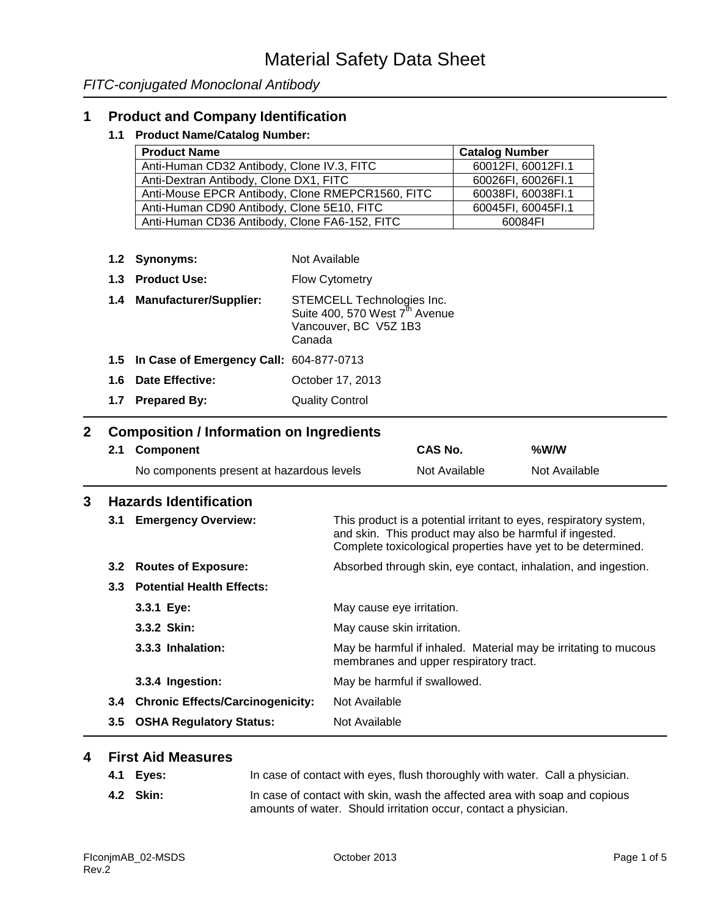# Material Safety Data Sheet

*FITC-conjugated Monoclonal Antibody*

## 1 Product and Company Identification

### 1.1 Product Name/Catalog Number:

| Product Name | Catalog Number |
|---|---|
| Anti-Human CD32 Antibody, Clone IV.3, FITC | 60012FI, 60012FI.1 |
| Anti-Dextran Antibody, Clone DX1, FITC | 60026FI, 60026FI.1 |
| Anti-Mouse EPCR Antibody, Clone RMEPCR1560, FITC | 60038FI, 60038FI.1 |
| Anti-Human CD90 Antibody, Clone 5E10, FITC | 60045FI, 60045FI.1 |
| Anti-Human CD36 Antibody, Clone FA6-152, FITC | 60084FI |

**1.2 Synonyms:** Not Available

**1.3 Product Use:** Flow Cytometry

**1.4 Manufacturer/Supplier:** STEMCELL Technologies Inc.
Suite 400, 570 West 7th Avenue
Vancouver, BC V5Z 1B3
Canada

**1.5 In Case of Emergency Call:** 604-877-0713

**1.6 Date Effective:** October 17, 2013

**1.7 Prepared By:** Quality Control

## 2 Composition / Information on Ingredients

| 2.1 Component | CAS No. | %W/W |
|---|---|---|
| No components present at hazardous levels | Not Available | Not Available |

## 3 Hazards Identification

**3.1 Emergency Overview:** This product is a potential irritant to eyes, respiratory system, and skin. This product may also be harmful if ingested. Complete toxicological properties have yet to be determined.

**3.2 Routes of Exposure:** Absorbed through skin, eye contact, inhalation, and ingestion.

**3.3 Potential Health Effects:**

**3.3.1 Eye:** May cause eye irritation.

**3.3.2 Skin:** May cause skin irritation.

**3.3.3 Inhalation:** May be harmful if inhaled. Material may be irritating to mucous membranes and upper respiratory tract.

**3.3.4 Ingestion:** May be harmful if swallowed.

**3.4 Chronic Effects/Carcinogenicity:** Not Available

**3.5 OSHA Regulatory Status:** Not Available

## 4 First Aid Measures

**4.1 Eyes:** In case of contact with eyes, flush thoroughly with water. Call a physician.

**4.2 Skin:** In case of contact with skin, wash the affected area with soap and copious amounts of water. Should irritation occur, contact a physician.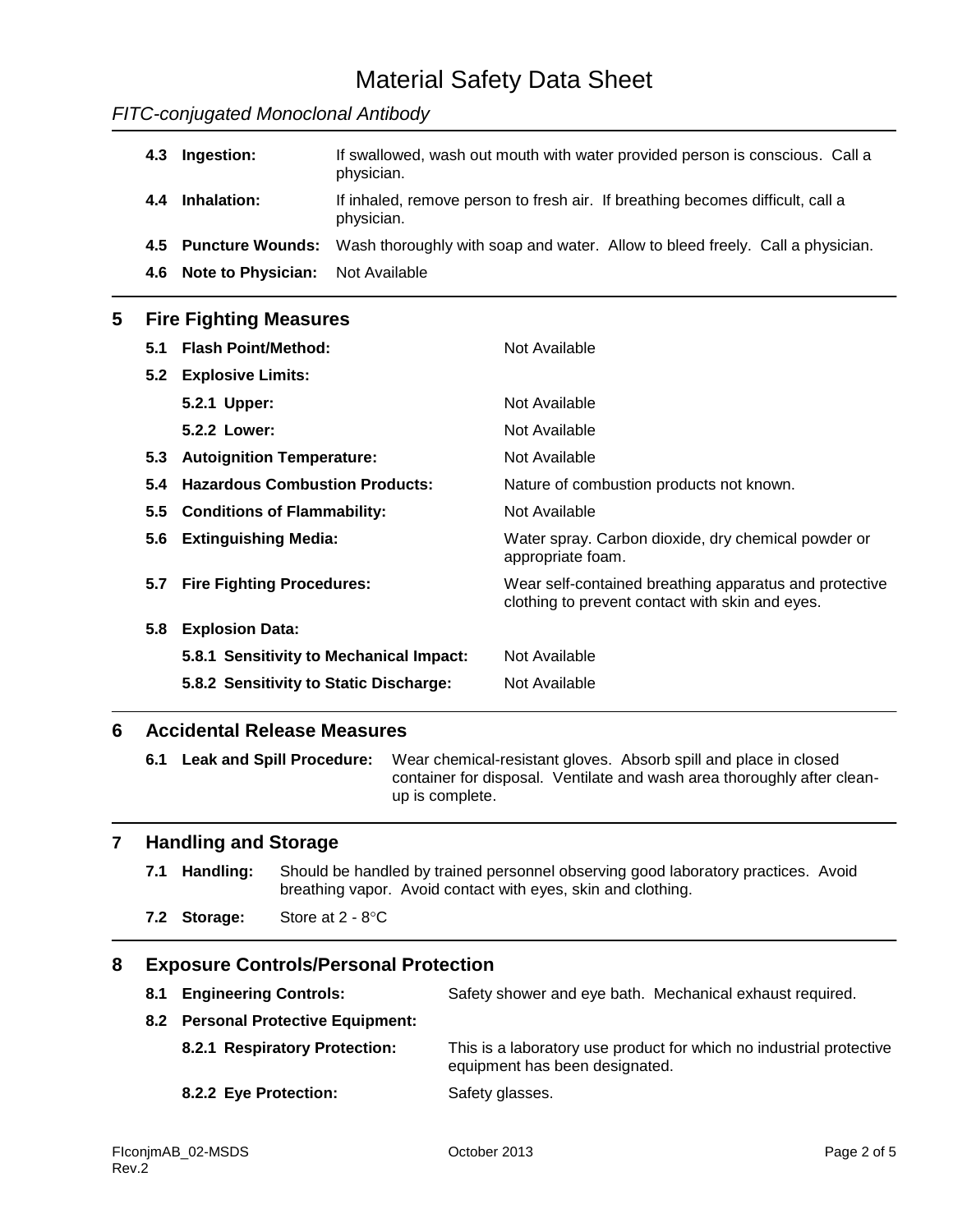**4.3 Ingestion:** If swallowed, wash out mouth with water provided person is conscious. Call a physician.

**4.4 Inhalation:** If inhaled, remove person to fresh air. If breathing becomes difficult, call a physician.

**4.5 Puncture Wounds:** Wash thoroughly with soap and water. Allow to bleed freely. Call a physician.

**4.6 Note to Physician:** Not Available

## 5 Fire Fighting Measures

**5.1 Flash Point/Method:** Not Available

**5.2 Explosive Limits:**

**5.2.1 Upper:** Not Available

**5.2.2 Lower:** Not Available

**5.3 Autoignition Temperature:** Not Available

**5.4 Hazardous Combustion Products:** Nature of combustion products not known.

**5.5 Conditions of Flammability:** Not Available

**5.6 Extinguishing Media:** Water spray. Carbon dioxide, dry chemical powder or appropriate foam.

**5.7 Fire Fighting Procedures:** Wear self-contained breathing apparatus and protective clothing to prevent contact with skin and eyes.

**5.8 Explosion Data:**

**5.8.1 Sensitivity to Mechanical Impact:** Not Available

**5.8.2 Sensitivity to Static Discharge:** Not Available

## 6 Accidental Release Measures

**6.1 Leak and Spill Procedure:** Wear chemical-resistant gloves. Absorb spill and place in closed container for disposal. Ventilate and wash area thoroughly after clean-up is complete.

## 7 Handling and Storage

**7.1 Handling:** Should be handled by trained personnel observing good laboratory practices. Avoid breathing vapor. Avoid contact with eyes, skin and clothing.

**7.2 Storage:** Store at 2 - 8°C

## 8 Exposure Controls/Personal Protection

**8.1 Engineering Controls:** Safety shower and eye bath. Mechanical exhaust required.

**8.2 Personal Protective Equipment:**

**8.2.1 Respiratory Protection:** This is a laboratory use product for which no industrial protective equipment has been designated.

**8.2.2 Eye Protection:** Safety glasses.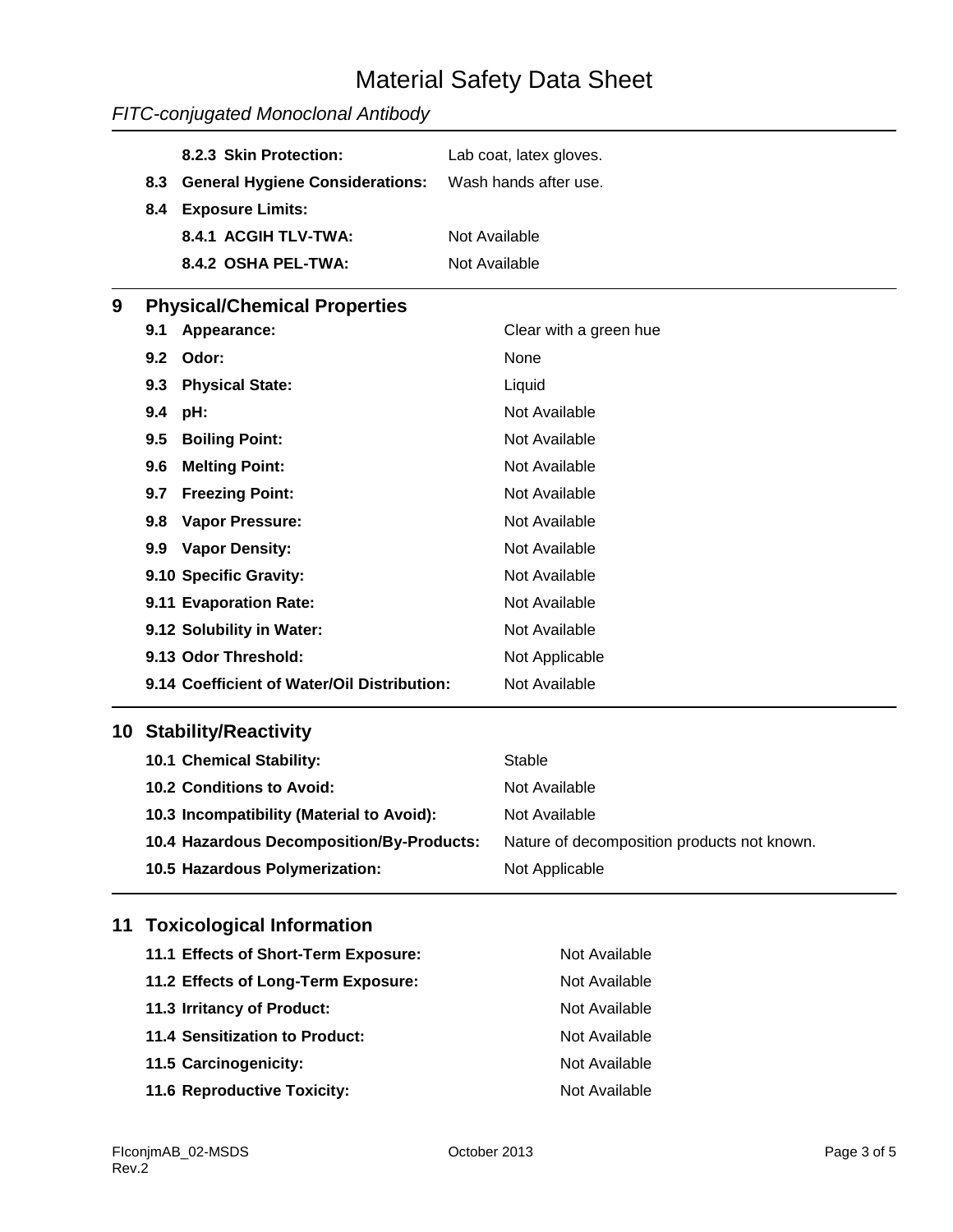8.2.3 **Skin Protection:** Lab coat, latex gloves.

8.3 **General Hygiene Considerations:** Wash hands after use.

8.4 **Exposure Limits:**

8.4.1 **ACGIH TLV-TWA:** Not Available

8.4.2 **OSHA PEL-TWA:** Not Available

## 9 Physical/Chemical Properties

| | |
|---|---|
| **9.1 Appearance:** | Clear with a green hue |
| **9.2 Odor:** | None |
| **9.3 Physical State:** | Liquid |
| **9.4 pH:** | Not Available |
| **9.5 Boiling Point:** | Not Available |
| **9.6 Melting Point:** | Not Available |
| **9.7 Freezing Point:** | Not Available |
| **9.8 Vapor Pressure:** | Not Available |
| **9.9 Vapor Density:** | Not Available |
| **9.10 Specific Gravity:** | Not Available |
| **9.11 Evaporation Rate:** | Not Available |
| **9.12 Solubility in Water:** | Not Available |
| **9.13 Odor Threshold:** | Not Applicable |
| **9.14 Coefficient of Water/Oil Distribution:** | Not Available |

## 10 Stability/Reactivity

| | |
|---|---|
| **10.1 Chemical Stability:** | Stable |
| **10.2 Conditions to Avoid:** | Not Available |
| **10.3 Incompatibility (Material to Avoid):** | Not Available |
| **10.4 Hazardous Decomposition/By-Products:** | Nature of decomposition products not known. |
| **10.5 Hazardous Polymerization:** | Not Applicable |

## 11 Toxicological Information

| | |
|---|---|
| **11.1 Effects of Short-Term Exposure:** | Not Available |
| **11.2 Effects of Long-Term Exposure:** | Not Available |
| **11.3 Irritancy of Product:** | Not Available |
| **11.4 Sensitization to Product:** | Not Available |
| **11.5 Carcinogenicity:** | Not Available |
| **11.6 Reproductive Toxicity:** | Not Available |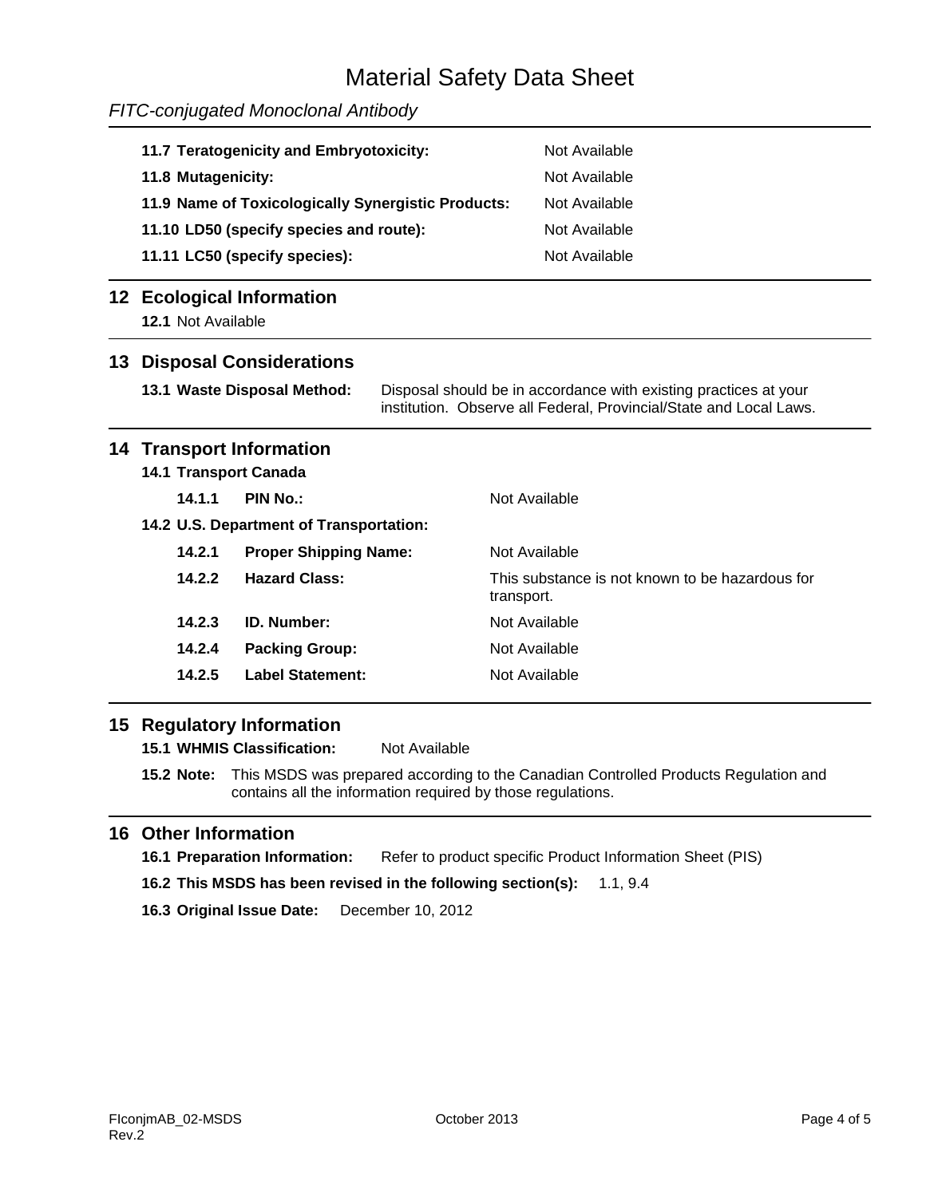**11.7 Teratogenicity and Embryotoxicity:** Not Available

**11.8 Mutagenicity:** Not Available

**11.9 Name of Toxicologically Synergistic Products:** Not Available

**11.10 LD50 (specify species and route):** Not Available

**11.11 LC50 (specify species):** Not Available

## 12 Ecological Information

**12.1** Not Available

## 13 Disposal Considerations

**13.1 Waste Disposal Method:** Disposal should be in accordance with existing practices at your institution. Observe all Federal, Provincial/State and Local Laws.

## 14 Transport Information

**14.1 Transport Canada**

**14.1.1 PIN No.:** Not Available

**14.2 U.S. Department of Transportation:**

**14.2.1 Proper Shipping Name:** Not Available

**14.2.2 Hazard Class:** This substance is not known to be hazardous for transport.

**14.2.3 ID. Number:** Not Available

**14.2.4 Packing Group:** Not Available

**14.2.5 Label Statement:** Not Available

## 15 Regulatory Information

**15.1 WHMIS Classification:** Not Available

**15.2 Note:** This MSDS was prepared according to the Canadian Controlled Products Regulation and contains all the information required by those regulations.

## 16 Other Information

**16.1 Preparation Information:** Refer to product specific Product Information Sheet (PIS)

**16.2 This MSDS has been revised in the following section(s):** 1.1, 9.4

**16.3 Original Issue Date:** December 10, 2012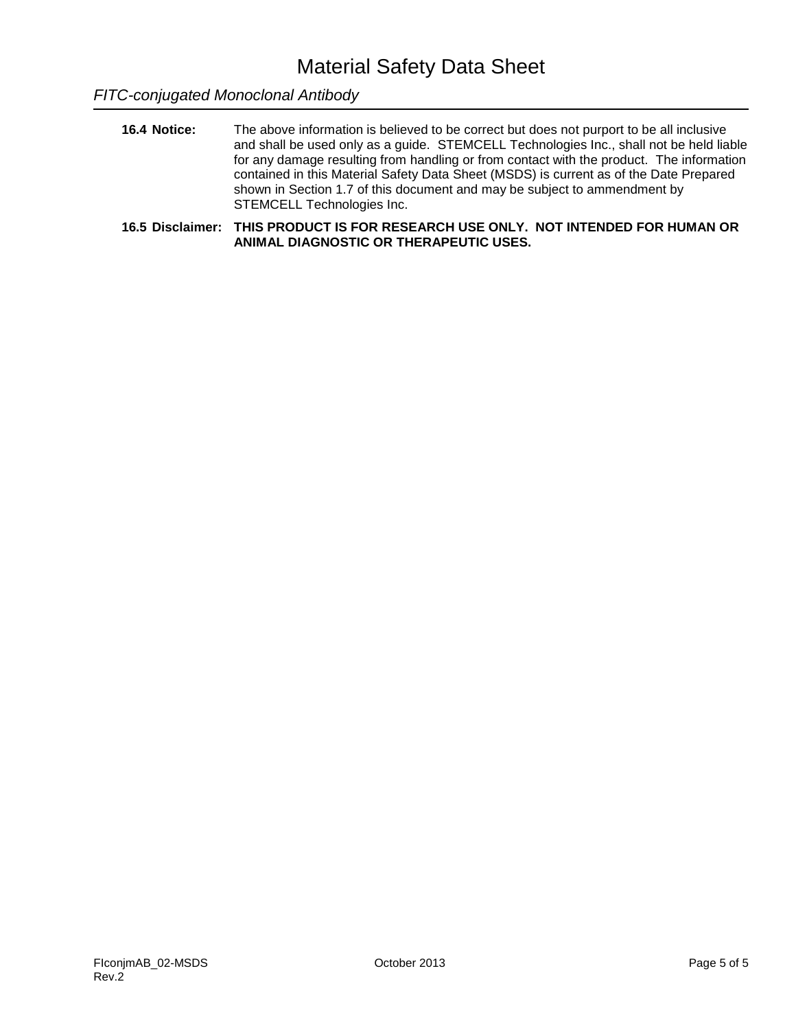**16.4 Notice:** The above information is believed to be correct but does not purport to be all inclusive and shall be used only as a guide. STEMCELL Technologies Inc., shall not be held liable for any damage resulting from handling or from contact with the product. The information contained in this Material Safety Data Sheet (MSDS) is current as of the Date Prepared shown in Section 1.7 of this document and may be subject to ammendment by STEMCELL Technologies Inc.

**16.5 Disclaimer:** **THIS PRODUCT IS FOR RESEARCH USE ONLY. NOT INTENDED FOR HUMAN OR ANIMAL DIAGNOSTIC OR THERAPEUTIC USES.**